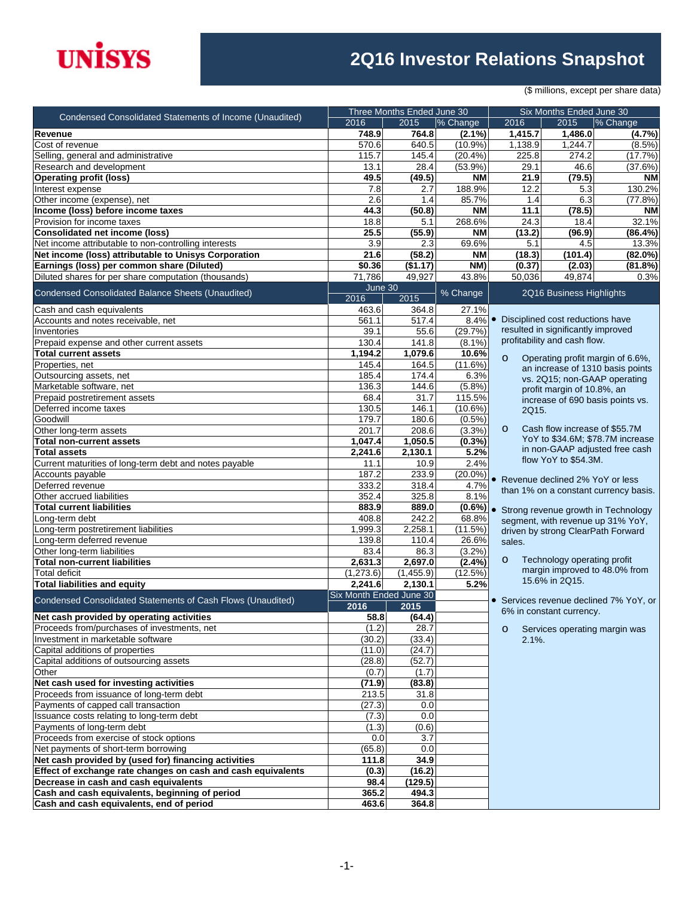# UNISYS

# 2Q16 Investor Relations Snapshot

($ millions, except per share data)

| Condensed Consolidated Statements of Income (Unaudited) | Three Months Ended June 30 | | | Six Months Ended June 30 | | |
|---|---|---|---|---|---|---|
| | 2016 | 2015 | % Change | 2016 | 2015 | % Change |
| **Revenue** | **748.9** | **764.8** | **(2.1%)** | **1,415.7** | **1,486.0** | **(4.7%)** |
| Cost of revenue | 570.6 | 640.5 | (10.9%) | 1,138.9 | 1,244.7 | (8.5%) |
| Selling, general and administrative | 115.7 | 145.4 | (20.4%) | 225.8 | 274.2 | (17.7%) |
| Research and development | 13.1 | 28.4 | (53.9%) | 29.1 | 46.6 | (37.6%) |
| **Operating profit (loss)** | **49.5** | **(49.5)** | **NM** | **21.9** | **(79.5)** | **NM** |
| Interest expense | 7.8 | 2.7 | 188.9% | 12.2 | 5.3 | 130.2% |
| Other income (expense), net | 2.6 | 1.4 | 85.7% | 1.4 | 6.3 | (77.8%) |
| **Income (loss) before income taxes** | **44.3** | **(50.8)** | **NM** | **11.1** | **(78.5)** | **NM** |
| Provision for income taxes | 18.8 | 5.1 | 268.6% | 24.3 | 18.4 | 32.1% |
| **Consolidated net income (loss)** | **25.5** | **(55.9)** | **NM** | **(13.2)** | **(96.9)** | **(86.4%)** |
| Net income attributable to non-controlling interests | 3.9 | 2.3 | 69.6% | 5.1 | 4.5 | 13.3% |
| **Net income (loss) attributable to Unisys Corporation** | **21.6** | **(58.2)** | **NM** | **(18.3)** | **(101.4)** | **(82.0%)** |
| **Earnings (loss) per common share (Diluted)** | **$0.36** | **($1.17)** | **NM)** | **(0.37)** | **(2.03)** | **(81.8%)** |
| Diluted shares for per share computation (thousands) | 71,786 | 49,927 | 43.8% | 50,036 | 49,874 | 0.3% |

| Condensed Consolidated Balance Sheets (Unaudited) | June 30 | | % Change |
|---|---|---|---|
| | 2016 | 2015 | |
| Cash and cash equivalents | 463.6 | 364.8 | 27.1% |
| Accounts and notes receivable, net | 561.1 | 517.4 | 8.4% |
| Inventories | 39.1 | 55.6 | (29.7%) |
| Prepaid expense and other current assets | 130.4 | 141.8 | (8.1%) |
| **Total current assets** | **1,194.2** | **1,079.6** | **10.6%** |
| Properties, net | 145.4 | 164.5 | (11.6%) |
| Outsourcing assets, net | 185.4 | 174.4 | 6.3% |
| Marketable software, net | 136.3 | 144.6 | (5.8%) |
| Prepaid postretirement assets | 68.4 | 31.7 | 115.5% |
| Deferred income taxes | 130.5 | 146.1 | (10.6%) |
| Goodwill | 179.7 | 180.6 | (0.5%) |
| Other long-term assets | 201.7 | 208.6 | (3.3%) |
| **Total non-current assets** | **1,047.4** | **1,050.5** | **(0.3%)** |
| **Total assets** | **2,241.6** | **2,130.1** | **5.2%** |
| Current maturities of long-term debt and notes payable | 11.1 | 10.9 | 2.4% |
| Accounts payable | 187.2 | 233.9 | (20.0%) |
| Deferred revenue | 333.2 | 318.4 | 4.7% |
| Other accrued liabilities | 352.4 | 325.8 | 8.1% |
| **Total current liabilities** | **883.9** | **889.0** | **(0.6%)** |
| Long-term debt | 408.8 | 242.2 | 68.8% |
| Long-term postretirement liabilities | 1,999.3 | 2,258.1 | (11.5%) |
| Long-term deferred revenue | 139.8 | 110.4 | 26.6% |
| Other long-term liabilities | 83.4 | 86.3 | (3.2%) |
| **Total non-current liabilities** | **2,631.3** | **2,697.0** | **(2.4%)** |
| Total deficit | (1,273.6) | (1,455.9) | (12.5%) |
| **Total liabilities and equity** | **2,241.6** | **2,130.1** | **5.2%** |

| Condensed Consolidated Statements of Cash Flows (Unaudited) | Six Month Ended June 30 | |
|---|---|---|
| | **2016** | **2015** |
| **Net cash provided by operating activities** | **58.8** | **(64.4)** |
| Proceeds from/purchases of investments, net | (1.2) | 28.7 |
| Investment in marketable software | (30.2) | (33.4) |
| Capital additions of properties | (11.0) | (24.7) |
| Capital additions of outsourcing assets | (28.8) | (52.7) |
| Other | (0.7) | (1.7) |
| **Net cash used for investing activities** | **(71.9)** | **(83.8)** |
| Proceeds from issuance of long-term debt | 213.5 | 31.8 |
| Payments of capped call transaction | (27.3) | 0.0 |
| Issuance costs relating to long-term debt | (7.3) | 0.0 |
| Payments of long-term debt | (1.3) | (0.6) |
| Proceeds from exercise of stock options | 0.0 | 3.7 |
| Net payments of short-term borrowing | (65.8) | 0.0 |
| **Net cash provided by (used for) financing activities** | **111.8** | **34.9** |
| **Effect of exchange rate changes on cash and cash equivalents** | **(0.3)** | **(16.2)** |
| **Decrease in cash and cash equivalents** | **98.4** | **(129.5)** |
| **Cash and cash equivalents, beginning of period** | **365.2** | **494.3** |
| **Cash and cash equivalents, end of period** | **463.6** | **364.8** |

## 2Q16 Business Highlights

- Disciplined cost reductions have resulted in significantly improved profitability and cash flow.
  - Operating profit margin of 6.6%, an increase of 1310 basis points vs. 2Q15; non-GAAP operating profit margin of 10.8%, an increase of 690 basis points vs. 2Q15.
  - Cash flow increase of $55.7M YoY to $34.6M; $78.7M increase in non-GAAP adjusted free cash flow YoY to $54.3M.
- Revenue declined 2% YoY or less than 1% on a constant currency basis.
- Strong revenue growth in Technology segment, with revenue up 31% YoY, driven by strong ClearPath Forward sales.
  - Technology operating profit margin improved to 48.0% from 15.6% in 2Q15.
- Services revenue declined 7% YoY, or 6% in constant currency.
  - Services operating margin was 2.1%.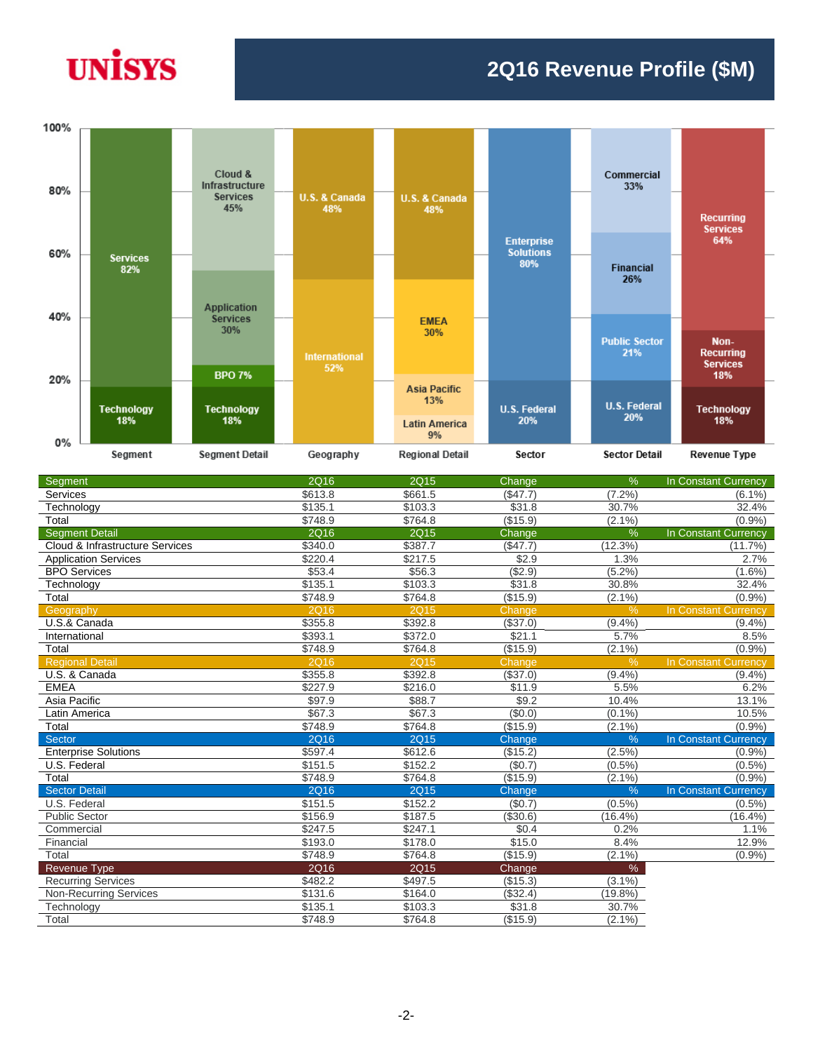# UNISYS

## 2Q16 Revenue Profile ($M)

| Segment | Segment Detail | Geography | Regional Detail | Sector | Sector Detail | Revenue Type |
|---|---|---|---|---|---|---|
| Services 82% | Cloud & Infrastructure Services 45% | U.S. & Canada 48% | U.S. & Canada 48% | Enterprise Solutions 80% | Commercial 33% | Recurring Services 64% |
| Technology 18% | Application Services 30% | International 52% | EMEA 30% | U.S. Federal 20% | Financial 26% | Non-Recurring Services 18% |
| | BPO 7% | | Asia Pacific 13% | | Public Sector 21% | Technology 18% |
| | Technology 18% | | Latin America 9% | | U.S. Federal 20% | |

| Segment | 2Q16 | 2Q15 | Change | % | In Constant Currency |
|---|---|---|---|---|---|
| Services | $613.8 | $661.5 | ($47.7) | (7.2%) | (6.1%) |
| Technology | $135.1 | $103.3 | $31.8 | 30.7% | 32.4% |
| Total | $748.9 | $764.8 | ($15.9) | (2.1%) | (0.9%) |
| **Segment Detail** | **2Q16** | **2Q15** | **Change** | **%** | **In Constant Currency** |
| Cloud & Infrastructure Services | $340.0 | $387.7 | ($47.7) | (12.3%) | (11.7%) |
| Application Services | $220.4 | $217.5 | $2.9 | 1.3% | 2.7% |
| BPO Services | $53.4 | $56.3 | ($2.9) | (5.2%) | (1.6%) |
| Technology | $135.1 | $103.3 | $31.8 | 30.8% | 32.4% |
| Total | $748.9 | $764.8 | ($15.9) | (2.1%) | (0.9%) |
| **Geography** | **2Q16** | **2Q15** | **Change** | **%** | **In Constant Currency** |
| U.S.& Canada | $355.8 | $392.8 | ($37.0) | (9.4%) | (9.4%) |
| International | $393.1 | $372.0 | $21.1 | 5.7% | 8.5% |
| Total | $748.9 | $764.8 | ($15.9) | (2.1%) | (0.9%) |
| **Regional Detail** | **2Q16** | **2Q15** | **Change** | **%** | **In Constant Currency** |
| U.S. & Canada | $355.8 | $392.8 | ($37.0) | (9.4%) | (9.4%) |
| EMEA | $227.9 | $216.0 | $11.9 | 5.5% | 6.2% |
| Asia Pacific | $97.9 | $88.7 | $9.2 | 10.4% | 13.1% |
| Latin America | $67.3 | $67.3 | ($0.0) | (0.1%) | 10.5% |
| Total | $748.9 | $764.8 | ($15.9) | (2.1%) | (0.9%) |
| **Sector** | **2Q16** | **2Q15** | **Change** | **%** | **In Constant Currency** |
| Enterprise Solutions | $597.4 | $612.6 | ($15.2) | (2.5%) | (0.9%) |
| U.S. Federal | $151.5 | $152.2 | ($0.7) | (0.5%) | (0.5%) |
| Total | $748.9 | $764.8 | ($15.9) | (2.1%) | (0.9%) |
| **Sector Detail** | **2Q16** | **2Q15** | **Change** | **%** | **In Constant Currency** |
| U.S. Federal | $151.5 | $152.2 | ($0.7) | (0.5%) | (0.5%) |
| Public Sector | $156.9 | $187.5 | ($30.6) | (16.4%) | (16.4%) |
| Commercial | $247.5 | $247.1 | $0.4 | 0.2% | 1.1% |
| Financial | $193.0 | $178.0 | $15.0 | 8.4% | 12.9% |
| Total | $748.9 | $764.8 | ($15.9) | (2.1%) | (0.9%) |
| **Revenue Type** | **2Q16** | **2Q15** | **Change** | **%** | |
| Recurring Services | $482.2 | $497.5 | ($15.3) | (3.1%) | |
| Non-Recurring Services | $131.6 | $164.0 | ($32.4) | (19.8%) | |
| Technology | $135.1 | $103.3 | $31.8 | 30.7% | |
| Total | $748.9 | $764.8 | ($15.9) | (2.1%) | |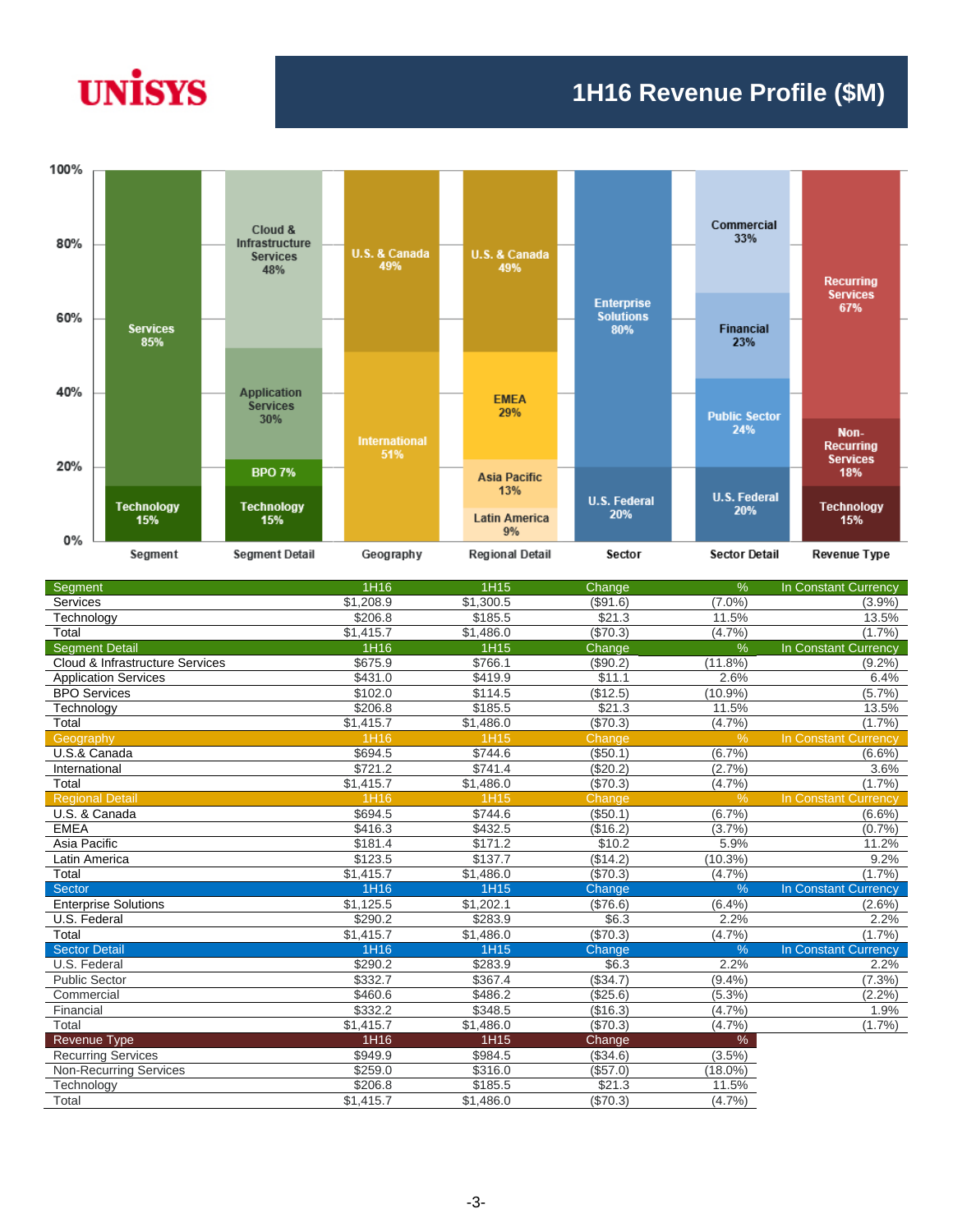UNISYS

# 1H16 Revenue Profile ($M)

100%
80%
60%
40%
20%
0%

Segment: Services 85%; Technology 15%

Segment Detail: Cloud & Infrastructure Services 48%; Application Services 30%; BPO 7%; Technology 15%

Geography: U.S. & Canada 49%; International 51%

Regional Detail: U.S. & Canada 49%; EMEA 29%; Asia Pacific 13%; Latin America 9%

Sector: Enterprise Solutions 80%; U.S. Federal 20%

Sector Detail: Commercial 33%; Financial 23%; Public Sector 24%; U.S. Federal 20%

Revenue Type: Recurring Services 67%; Non-Recurring Services 18%; Technology 15%

| Segment | 1H16 | 1H15 | Change | % | In Constant Currency |
|---|---|---|---|---|---|
| Services | $1,208.9 | $1,300.5 | ($91.6) | (7.0%) | (3.9%) |
| Technology | $206.8 | $185.5 | $21.3 | 11.5% | 13.5% |
| Total | $1,415.7 | $1,486.0 | ($70.3) | (4.7%) | (1.7%) |
| **Segment Detail** | **1H16** | **1H15** | **Change** | **%** | **In Constant Currency** |
| Cloud & Infrastructure Services | $675.9 | $766.1 | ($90.2) | (11.8%) | (9.2%) |
| Application Services | $431.0 | $419.9 | $11.1 | 2.6% | 6.4% |
| BPO Services | $102.0 | $114.5 | ($12.5) | (10.9%) | (5.7%) |
| Technology | $206.8 | $185.5 | $21.3 | 11.5% | 13.5% |
| Total | $1,415.7 | $1,486.0 | ($70.3) | (4.7%) | (1.7%) |
| **Geography** | **1H16** | **1H15** | **Change** | **%** | **In Constant Currency** |
| U.S.& Canada | $694.5 | $744.6 | ($50.1) | (6.7%) | (6.6%) |
| International | $721.2 | $741.4 | ($20.2) | (2.7%) | 3.6% |
| Total | $1,415.7 | $1,486.0 | ($70.3) | (4.7%) | (1.7%) |
| **Regional Detail** | **1H16** | **1H15** | **Change** | **%** | **In Constant Currency** |
| U.S. & Canada | $694.5 | $744.6 | ($50.1) | (6.7%) | (6.6%) |
| EMEA | $416.3 | $432.5 | ($16.2) | (3.7%) | (0.7%) |
| Asia Pacific | $181.4 | $171.2 | $10.2 | 5.9% | 11.2% |
| Latin America | $123.5 | $137.7 | ($14.2) | (10.3%) | 9.2% |
| Total | $1,415.7 | $1,486.0 | ($70.3) | (4.7%) | (1.7%) |
| **Sector** | **1H16** | **1H15** | **Change** | **%** | **In Constant Currency** |
| Enterprise Solutions | $1,125.5 | $1,202.1 | ($76.6) | (6.4%) | (2.6%) |
| U.S. Federal | $290.2 | $283.9 | $6.3 | 2.2% | 2.2% |
| Total | $1,415.7 | $1,486.0 | ($70.3) | (4.7%) | (1.7%) |
| **Sector Detail** | **1H16** | **1H15** | **Change** | **%** | **In Constant Currency** |
| U.S. Federal | $290.2 | $283.9 | $6.3 | 2.2% | 2.2% |
| Public Sector | $332.7 | $367.4 | ($34.7) | (9.4%) | (7.3%) |
| Commercial | $460.6 | $486.2 | ($25.6) | (5.3%) | (2.2%) |
| Financial | $332.2 | $348.5 | ($16.3) | (4.7%) | 1.9% |
| Total | $1,415.7 | $1,486.0 | ($70.3) | (4.7%) | (1.7%) |
| **Revenue Type** | **1H16** | **1H15** | **Change** | **%** | |
| Recurring Services | $949.9 | $984.5 | ($34.6) | (3.5%) | |
| Non-Recurring Services | $259.0 | $316.0 | ($57.0) | (18.0%) | |
| Technology | $206.8 | $185.5 | $21.3 | 11.5% | |
| Total | $1,415.7 | $1,486.0 | ($70.3) | (4.7%) | |